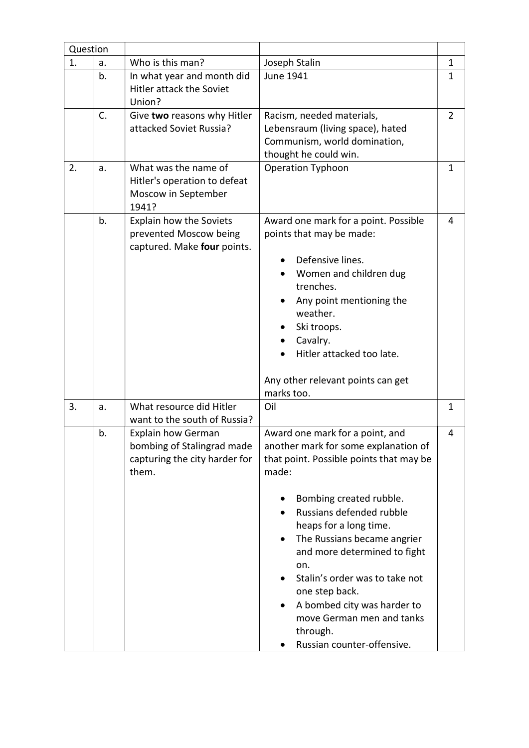| Question | | | | |
|---|---|---|---|---|
| 1. | a. | Who is this man? | Joseph Stalin | 1 |
| | b. | In what year and month did Hitler attack the Soviet Union? | June 1941 | 1 |
| | C. | Give **two** reasons why Hitler attacked Soviet Russia? | Racism, needed materials, Lebensraum (living space), hated Communism, world domination, thought he could win. | 2 |
| 2. | a. | What was the name of Hitler's operation to defeat Moscow in September 1941? | Operation Typhoon | 1 |
| | b. | Explain how the Soviets prevented Moscow being captured. Make **four** points. | Award one mark for a point. Possible points that may be made:<br>• Defensive lines.<br>• Women and children dug trenches.<br>• Any point mentioning the weather.<br>• Ski troops.<br>• Cavalry.<br>• Hitler attacked too late.<br><br>Any other relevant points can get marks too. | 4 |
| 3. | a. | What resource did Hitler want to the south of Russia? | Oil | 1 |
| | b. | Explain how German bombing of Stalingrad made capturing the city harder for them. | Award one mark for a point, and another mark for some explanation of that point. Possible points that may be made:<br>• Bombing created rubble.<br>• Russians defended rubble heaps for a long time.<br>• The Russians became angrier and more determined to fight on.<br>• Stalin's order was to take not one step back.<br>• A bombed city was harder to move German men and tanks through.<br>• Russian counter-offensive. | 4 |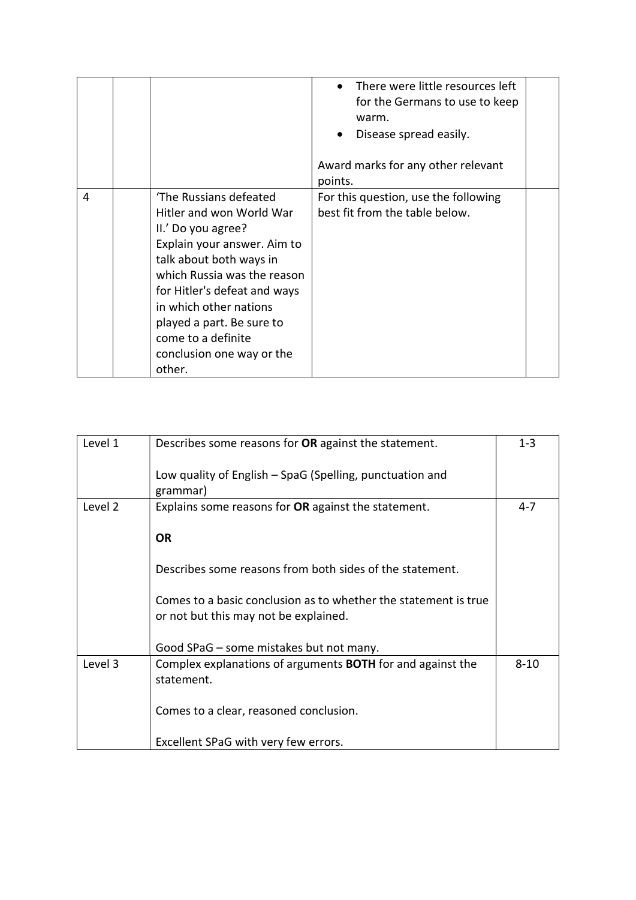| | | | | |
|---|---|---|---|---|
| | | | • There were little resources left for the Germans to use to keep warm.<br>• Disease spread easily.<br><br>Award marks for any other relevant points. | |
| 4 | | 'The Russians defeated Hitler and won World War II.' Do you agree?<br>Explain your answer. Aim to talk about both ways in which Russia was the reason for Hitler's defeat and ways in which other nations played a part. Be sure to come to a definite conclusion one way or the other. | For this question, use the following best fit from the table below. | |

| | | |
|---|---|---|
| Level 1 | Describes some reasons for **OR** against the statement.<br><br>Low quality of English – SpaG (Spelling, punctuation and grammar) | 1-3 |
| Level 2 | Explains some reasons for **OR** against the statement.<br><br>**OR**<br><br>Describes some reasons from both sides of the statement.<br><br>Comes to a basic conclusion as to whether the statement is true or not but this may not be explained.<br><br>Good SPaG – some mistakes but not many. | 4-7 |
| Level 3 | Complex explanations of arguments **BOTH** for and against the statement.<br><br>Comes to a clear, reasoned conclusion.<br><br>Excellent SPaG with very few errors. | 8-10 |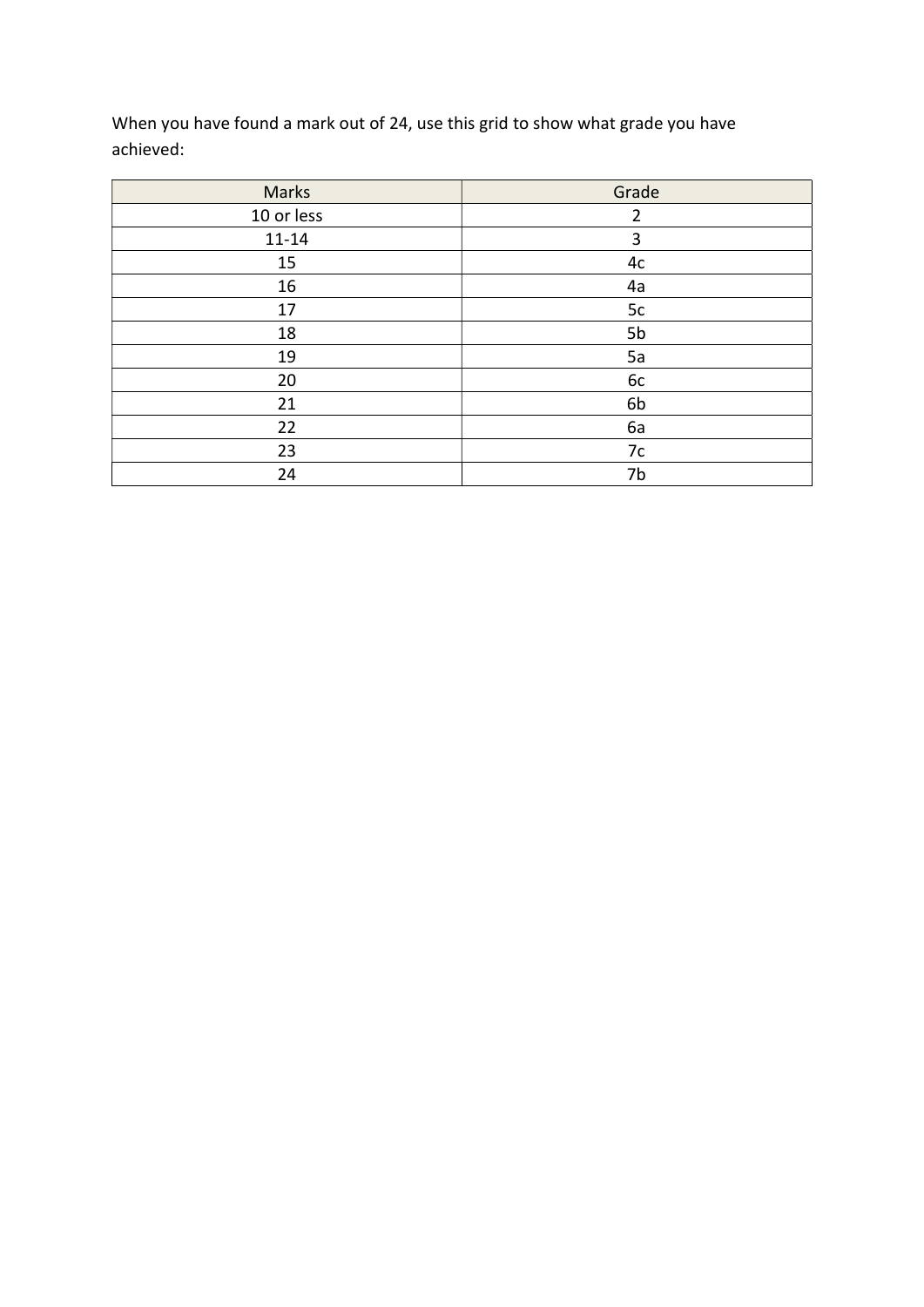When you have found a mark out of 24, use this grid to show what grade you have achieved:

| Marks | Grade |
|---|---|
| 10 or less | 2 |
| 11-14 | 3 |
| 15 | 4c |
| 16 | 4a |
| 17 | 5c |
| 18 | 5b |
| 19 | 5a |
| 20 | 6c |
| 21 | 6b |
| 22 | 6a |
| 23 | 7c |
| 24 | 7b |